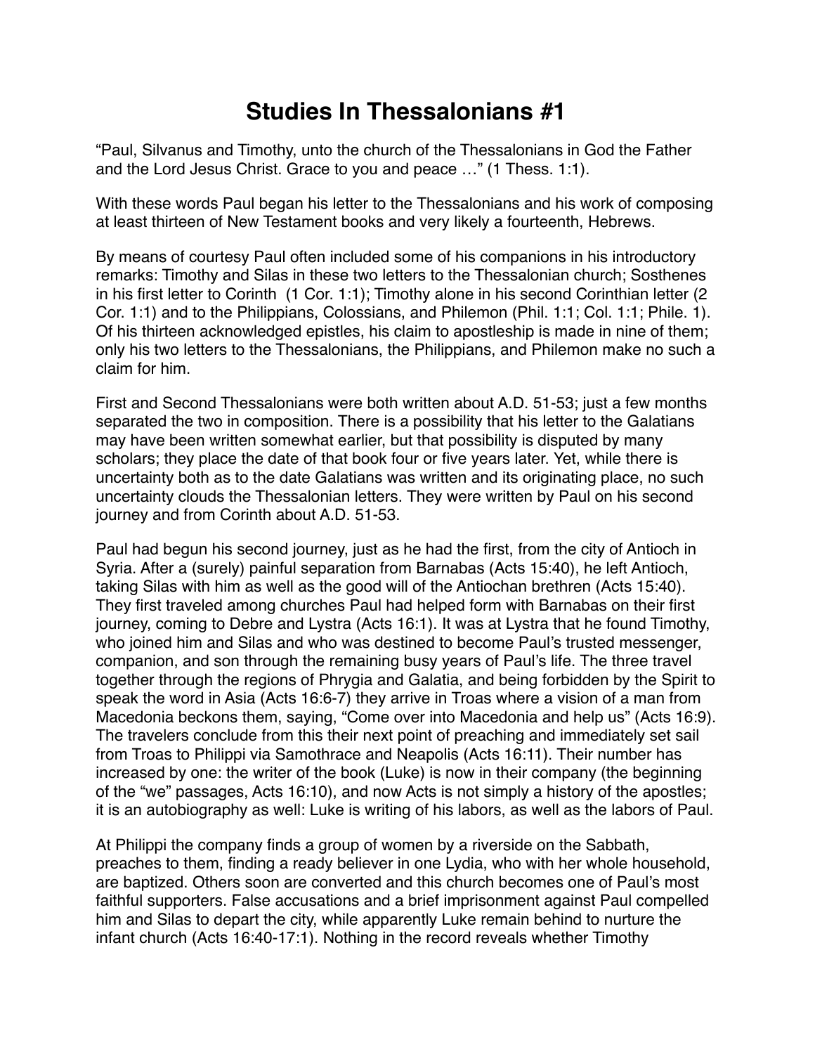# Studies In Thessalonians #1

"Paul, Silvanus and Timothy, unto the church of the Thessalonians in God the Father and the Lord Jesus Christ. Grace to you and peace …" (1 Thess. 1:1).

With these words Paul began his letter to the Thessalonians and his work of composing at least thirteen of New Testament books and very likely a fourteenth, Hebrews.

By means of courtesy Paul often included some of his companions in his introductory remarks: Timothy and Silas in these two letters to the Thessalonian church; Sosthenes in his first letter to Corinth (1 Cor. 1:1); Timothy alone in his second Corinthian letter (2 Cor. 1:1) and to the Philippians, Colossians, and Philemon (Phil. 1:1; Col. 1:1; Phile. 1). Of his thirteen acknowledged epistles, his claim to apostleship is made in nine of them; only his two letters to the Thessalonians, the Philippians, and Philemon make no such a claim for him.

First and Second Thessalonians were both written about A.D. 51-53; just a few months separated the two in composition. There is a possibility that his letter to the Galatians may have been written somewhat earlier, but that possibility is disputed by many scholars; they place the date of that book four or five years later. Yet, while there is uncertainty both as to the date Galatians was written and its originating place, no such uncertainty clouds the Thessalonian letters. They were written by Paul on his second journey and from Corinth about A.D. 51-53.

Paul had begun his second journey, just as he had the first, from the city of Antioch in Syria. After a (surely) painful separation from Barnabas (Acts 15:40), he left Antioch, taking Silas with him as well as the good will of the Antiochan brethren (Acts 15:40). They first traveled among churches Paul had helped form with Barnabas on their first journey, coming to Debre and Lystra (Acts 16:1). It was at Lystra that he found Timothy, who joined him and Silas and who was destined to become Paul's trusted messenger, companion, and son through the remaining busy years of Paul's life. The three travel together through the regions of Phrygia and Galatia, and being forbidden by the Spirit to speak the word in Asia (Acts 16:6-7) they arrive in Troas where a vision of a man from Macedonia beckons them, saying, "Come over into Macedonia and help us" (Acts 16:9). The travelers conclude from this their next point of preaching and immediately set sail from Troas to Philippi via Samothrace and Neapolis (Acts 16:11). Their number has increased by one: the writer of the book (Luke) is now in their company (the beginning of the "we" passages, Acts 16:10), and now Acts is not simply a history of the apostles; it is an autobiography as well: Luke is writing of his labors, as well as the labors of Paul.

At Philippi the company finds a group of women by a riverside on the Sabbath, preaches to them, finding a ready believer in one Lydia, who with her whole household, are baptized. Others soon are converted and this church becomes one of Paul's most faithful supporters. False accusations and a brief imprisonment against Paul compelled him and Silas to depart the city, while apparently Luke remain behind to nurture the infant church (Acts 16:40-17:1). Nothing in the record reveals whether Timothy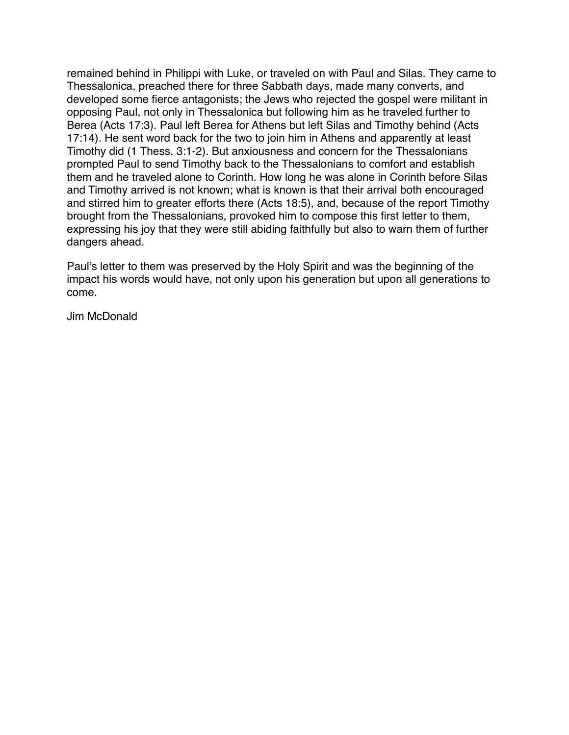remained behind in Philippi with Luke, or traveled on with Paul and Silas. They came to Thessalonica, preached there for three Sabbath days, made many converts, and developed some fierce antagonists; the Jews who rejected the gospel were militant in opposing Paul, not only in Thessalonica but following him as he traveled further to Berea (Acts 17:3). Paul left Berea for Athens but left Silas and Timothy behind (Acts 17:14). He sent word back for the two to join him in Athens and apparently at least Timothy did (1 Thess. 3:1-2). But anxiousness and concern for the Thessalonians prompted Paul to send Timothy back to the Thessalonians to comfort and establish them and he traveled alone to Corinth. How long he was alone in Corinth before Silas and Timothy arrived is not known; what is known is that their arrival both encouraged and stirred him to greater efforts there (Acts 18:5), and, because of the report Timothy brought from the Thessalonians, provoked him to compose this first letter to them, expressing his joy that they were still abiding faithfully but also to warn them of further dangers ahead.

Paul's letter to them was preserved by the Holy Spirit and was the beginning of the impact his words would have, not only upon his generation but upon all generations to come.

Jim McDonald